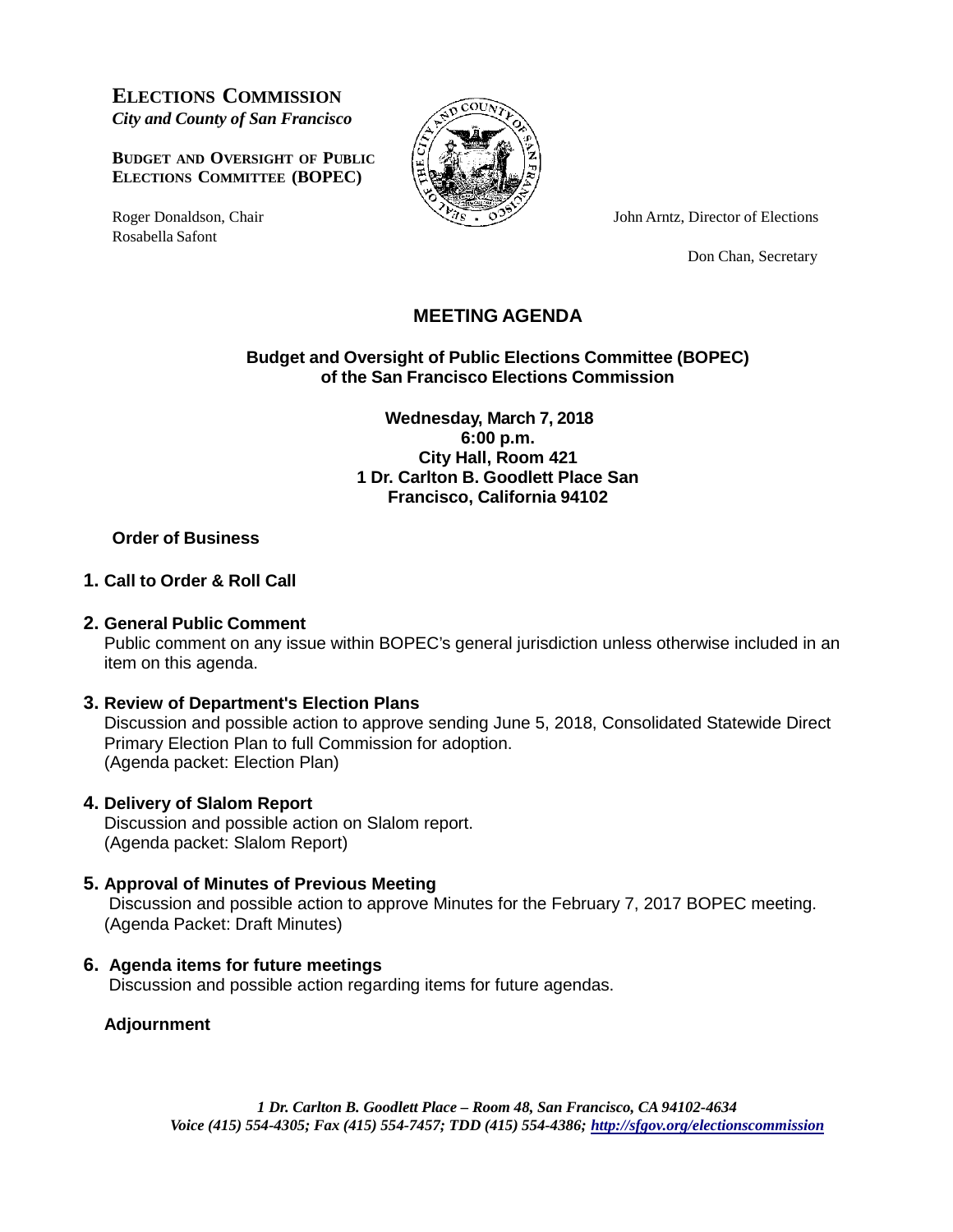# ELECTIONS COMMISSION

*City and County of San Francisco*

**BUDGET AND OVERSIGHT OF PUBLIC ELECTIONS COMMITTEE (BOPEC)**

Roger Donaldson, Chair
Rosabella Safont

John Arntz, Director of Elections

Don Chan, Secretary

## MEETING AGENDA

**Budget and Oversight of Public Elections Committee (BOPEC) of the San Francisco Elections Commission**

**Wednesday, March 7, 2018**
**6:00 p.m.**
**City Hall, Room 421**
**1 Dr. Carlton B. Goodlett Place San Francisco, California 94102**

**Order of Business**

**1. Call to Order & Roll Call**

**2. General Public Comment**
Public comment on any issue within BOPEC's general jurisdiction unless otherwise included in an item on this agenda.

**3. Review of Department's Election Plans**
Discussion and possible action to approve sending June 5, 2018, Consolidated Statewide Direct Primary Election Plan to full Commission for adoption.
(Agenda packet: Election Plan)

**4. Delivery of Slalom Report**
Discussion and possible action on Slalom report.
(Agenda packet: Slalom Report)

**5. Approval of Minutes of Previous Meeting**
Discussion and possible action to approve Minutes for the February 7, 2017 BOPEC meeting.
(Agenda Packet: Draft Minutes)

**6. Agenda items for future meetings**
Discussion and possible action regarding items for future agendas.

**Adjournment**

***1 Dr. Carlton B. Goodlett Place – Room 48, San Francisco, CA 94102-4634***
***Voice (415) 554-4305; Fax (415) 554-7457; TDD (415) 554-4386; http://sfgov.org/electionscommission***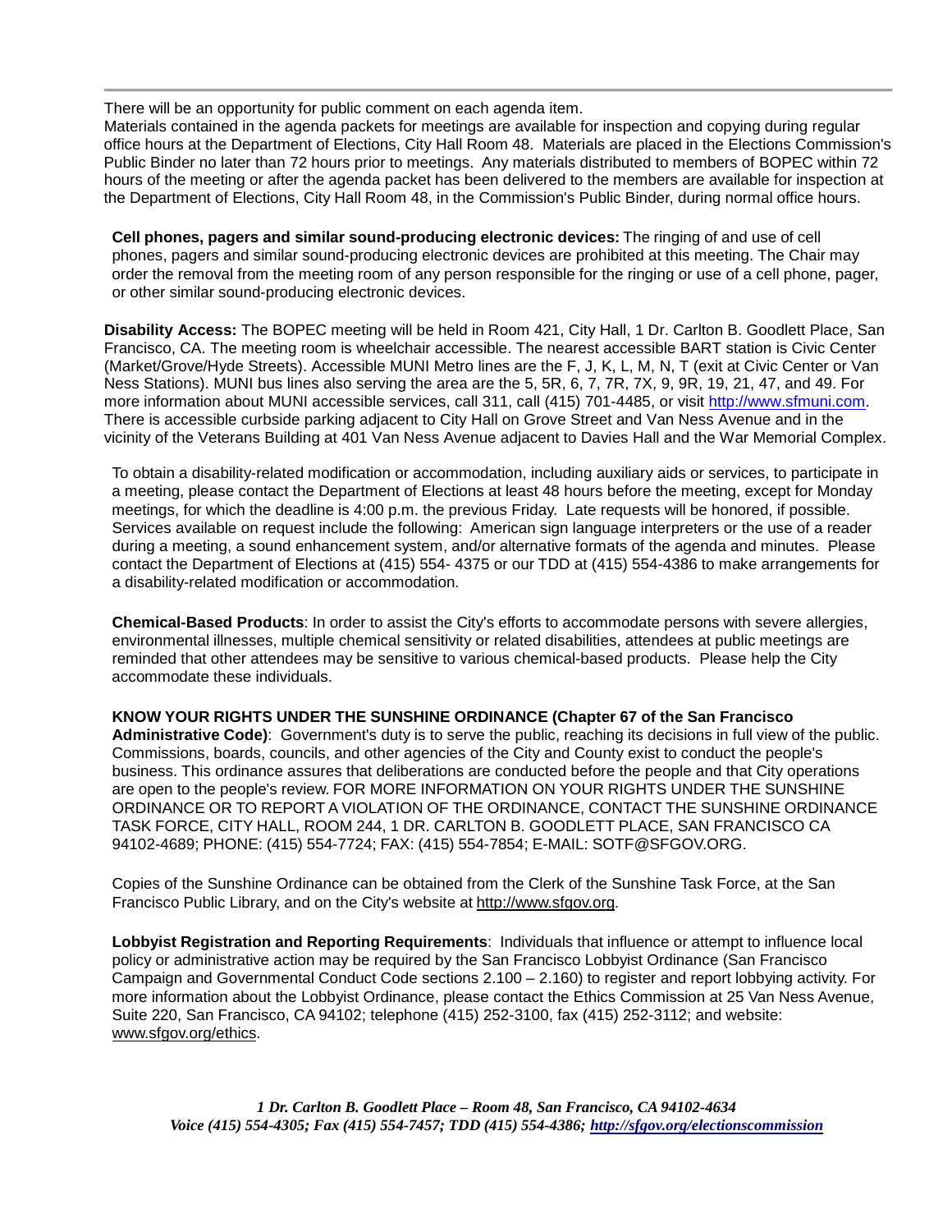There will be an opportunity for public comment on each agenda item.
Materials contained in the agenda packets for meetings are available for inspection and copying during regular office hours at the Department of Elections, City Hall Room 48. Materials are placed in the Elections Commission's Public Binder no later than 72 hours prior to meetings. Any materials distributed to members of BOPEC within 72 hours of the meeting or after the agenda packet has been delivered to the members are available for inspection at the Department of Elections, City Hall Room 48, in the Commission's Public Binder, during normal office hours.

**Cell phones, pagers and similar sound-producing electronic devices:** The ringing of and use of cell phones, pagers and similar sound-producing electronic devices are prohibited at this meeting. The Chair may order the removal from the meeting room of any person responsible for the ringing or use of a cell phone, pager, or other similar sound-producing electronic devices.

**Disability Access:** The BOPEC meeting will be held in Room 421, City Hall, 1 Dr. Carlton B. Goodlett Place, San Francisco, CA. The meeting room is wheelchair accessible. The nearest accessible BART station is Civic Center (Market/Grove/Hyde Streets). Accessible MUNI Metro lines are the F, J, K, L, M, N, T (exit at Civic Center or Van Ness Stations). MUNI bus lines also serving the area are the 5, 5R, 6, 7, 7R, 7X, 9, 9R, 19, 21, 47, and 49. For more information about MUNI accessible services, call 311, call (415) 701-4485, or visit http://www.sfmuni.com. There is accessible curbside parking adjacent to City Hall on Grove Street and Van Ness Avenue and in the vicinity of the Veterans Building at 401 Van Ness Avenue adjacent to Davies Hall and the War Memorial Complex.

To obtain a disability-related modification or accommodation, including auxiliary aids or services, to participate in a meeting, please contact the Department of Elections at least 48 hours before the meeting, except for Monday meetings, for which the deadline is 4:00 p.m. the previous Friday. Late requests will be honored, if possible. Services available on request include the following: American sign language interpreters or the use of a reader during a meeting, a sound enhancement system, and/or alternative formats of the agenda and minutes. Please contact the Department of Elections at (415) 554- 4375 or our TDD at (415) 554-4386 to make arrangements for a disability-related modification or accommodation.

**Chemical-Based Products**: In order to assist the City's efforts to accommodate persons with severe allergies, environmental illnesses, multiple chemical sensitivity or related disabilities, attendees at public meetings are reminded that other attendees may be sensitive to various chemical-based products. Please help the City accommodate these individuals.

**KNOW YOUR RIGHTS UNDER THE SUNSHINE ORDINANCE (Chapter 67 of the San Francisco Administrative Code)**: Government's duty is to serve the public, reaching its decisions in full view of the public. Commissions, boards, councils, and other agencies of the City and County exist to conduct the people's business. This ordinance assures that deliberations are conducted before the people and that City operations are open to the people's review. FOR MORE INFORMATION ON YOUR RIGHTS UNDER THE SUNSHINE ORDINANCE OR TO REPORT A VIOLATION OF THE ORDINANCE, CONTACT THE SUNSHINE ORDINANCE TASK FORCE, CITY HALL, ROOM 244, 1 DR. CARLTON B. GOODLETT PLACE, SAN FRANCISCO CA 94102-4689; PHONE: (415) 554-7724; FAX: (415) 554-7854; E-MAIL: SOTF@SFGOV.ORG.

Copies of the Sunshine Ordinance can be obtained from the Clerk of the Sunshine Task Force, at the San Francisco Public Library, and on the City's website at http://www.sfgov.org.

**Lobbyist Registration and Reporting Requirements**: Individuals that influence or attempt to influence local policy or administrative action may be required by the San Francisco Lobbyist Ordinance (San Francisco Campaign and Governmental Conduct Code sections 2.100 – 2.160) to register and report lobbying activity. For more information about the Lobbyist Ordinance, please contact the Ethics Commission at 25 Van Ness Avenue, Suite 220, San Francisco, CA 94102; telephone (415) 252-3100, fax (415) 252-3112; and website: www.sfgov.org/ethics.

***1 Dr. Carlton B. Goodlett Place – Room 48, San Francisco, CA 94102-4634***
***Voice (415) 554-4305; Fax (415) 554-7457; TDD (415) 554-4386; http://sfgov.org/electionscommission***